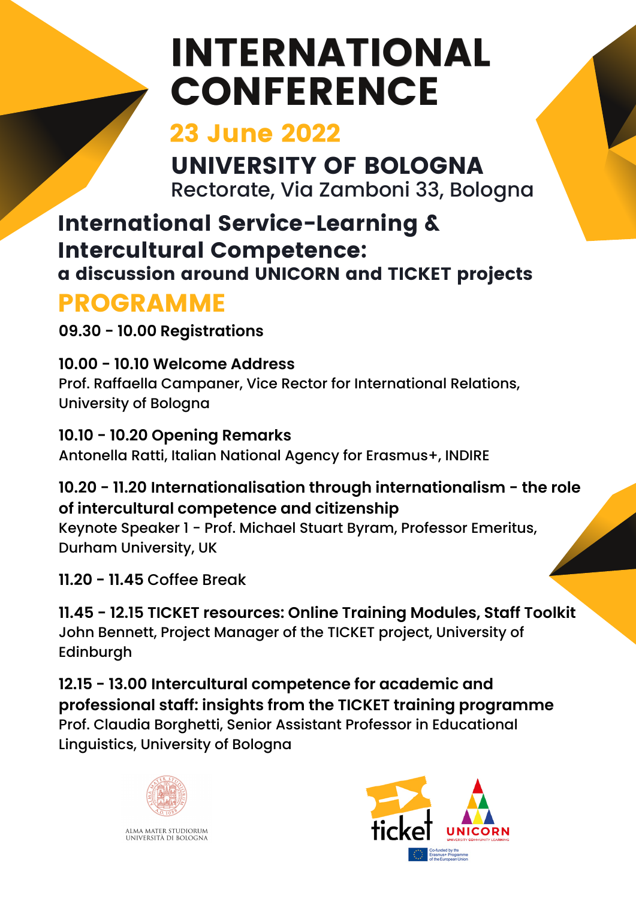# INTERNATIONAL CONFERENCE

## 23 June 2022

## UNIVERSITY OF BOLOGNA

Rectorate, Via Zamboni 33, Bologna

## International Service-Learning & Intercultural Competence:

### a discussion around UNICORN and TICKET projects

## PROGRAMME

**09.30 - 10.00 Registrations**

**10.00 - 10.10 Welcome Address**
Prof. Raffaella Campaner, Vice Rector for International Relations, University of Bologna

**10.10 - 10.20 Opening Remarks**
Antonella Ratti, Italian National Agency for Erasmus+, INDIRE

**10.20 - 11.20 Internationalisation through internationalism - the role of intercultural competence and citizenship**
Keynote Speaker 1 - Prof. Michael Stuart Byram, Professor Emeritus, Durham University, UK

**11.20 - 11.45** Coffee Break

**11.45 - 12.15 TICKET resources: Online Training Modules, Staff Toolkit**
John Bennett, Project Manager of the TICKET project, University of Edinburgh

**12.15 - 13.00 Intercultural competence for academic and professional staff: insights from the TICKET training programme**
Prof. Claudia Borghetti, Senior Assistant Professor in Educational Linguistics, University of Bologna

ALMA MATER STUDIORUM
UNIVERSITÀ DI BOLOGNA

ticket

UNICORN
UNIVERSITY COMMUNITY LEARNING

Co-funded by the Erasmus+ Programme of the European Union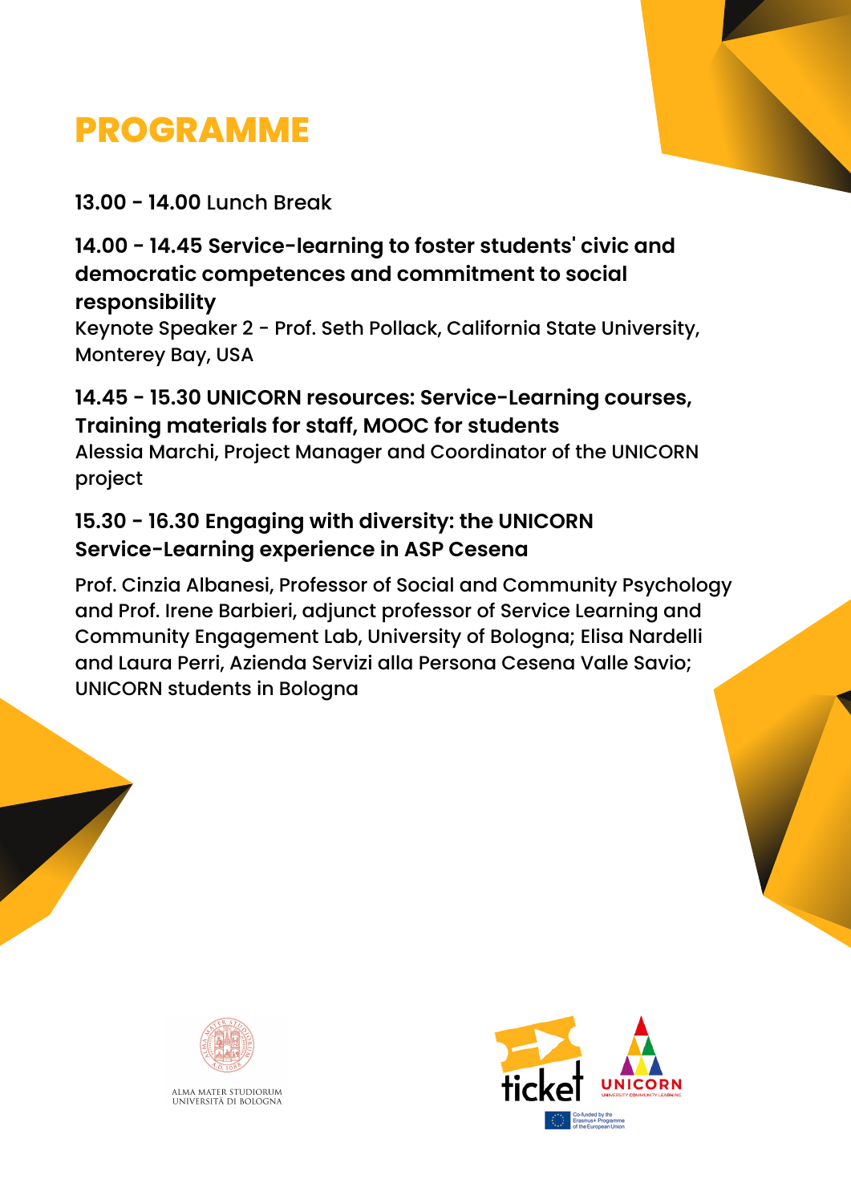# PROGRAMME

**13.00 - 14.00** Lunch Break

**14.00 - 14.45 Service-learning to foster students' civic and democratic competences and commitment to social responsibility**
Keynote Speaker 2 - Prof. Seth Pollack, California State University, Monterey Bay, USA

**14.45 - 15.30 UNICORN resources: Service-Learning courses, Training materials for staff, MOOC for students**
Alessia Marchi, Project Manager and Coordinator of the UNICORN project

**15.30 - 16.30 Engaging with diversity: the UNICORN Service-Learning experience in ASP Cesena**

Prof. Cinzia Albanesi, Professor of Social and Community Psychology and Prof. Irene Barbieri, adjunct professor of Service Learning and Community Engagement Lab, University of Bologna; Elisa Nardelli and Laura Perri, Azienda Servizi alla Persona Cesena Valle Savio; UNICORN students in Bologna

ALMA MATER STUDIORUM
UNIVERSITÀ DI BOLOGNA

ticket

UNICORN
UNIVERSITY COMMUNITY LEARNING

Co-funded by the Erasmus+ Programme of the European Union